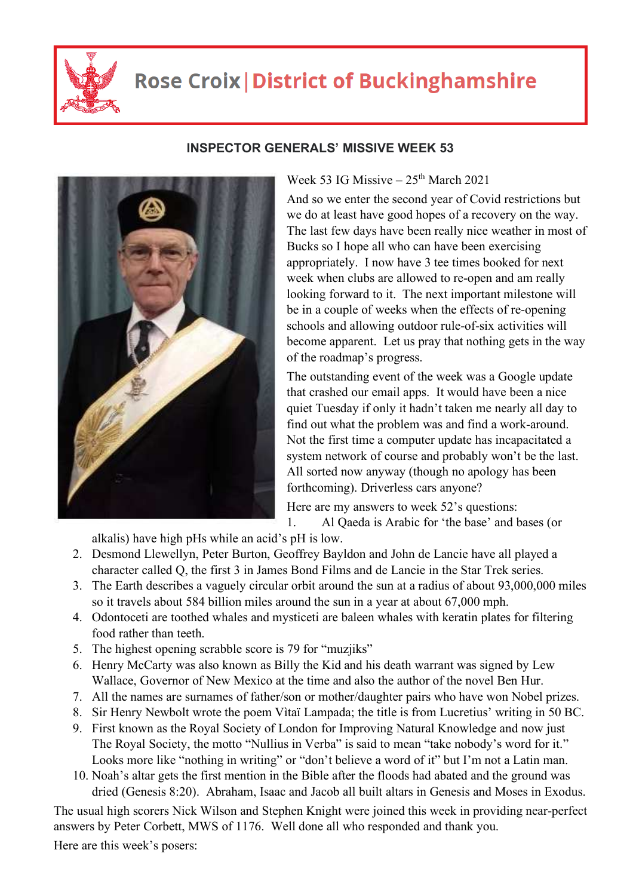# Rose Croix | District of Buckinghamshire

## INSPECTOR GENERALS' MISSIVE WEEK 53

Week 53 IG Missive – 25th March 2021

And so we enter the second year of Covid restrictions but we do at least have good hopes of a recovery on the way. The last few days have been really nice weather in most of Bucks so I hope all who can have been exercising appropriately. I now have 3 tee times booked for next week when clubs are allowed to re-open and am really looking forward to it. The next important milestone will be in a couple of weeks when the effects of re-opening schools and allowing outdoor rule-of-six activities will become apparent. Let us pray that nothing gets in the way of the roadmap's progress.

The outstanding event of the week was a Google update that crashed our email apps. It would have been a nice quiet Tuesday if only it hadn't taken me nearly all day to find out what the problem was and find a work-around. Not the first time a computer update has incapacitated a system network of course and probably won't be the last. All sorted now anyway (though no apology has been forthcoming). Driverless cars anyone?

Here are my answers to week 52's questions:

1. Al Qaeda is Arabic for 'the base' and bases (or alkalis) have high pHs while an acid's pH is low.
2. Desmond Llewellyn, Peter Burton, Geoffrey Bayldon and John de Lancie have all played a character called Q, the first 3 in James Bond Films and de Lancie in the Star Trek series.
3. The Earth describes a vaguely circular orbit around the sun at a radius of about 93,000,000 miles so it travels about 584 billion miles around the sun in a year at about 67,000 mph.
4. Odontoceti are toothed whales and mysticeti are baleen whales with keratin plates for filtering food rather than teeth.
5. The highest opening scrabble score is 79 for "muzjiks"
6. Henry McCarty was also known as Billy the Kid and his death warrant was signed by Lew Wallace, Governor of New Mexico at the time and also the author of the novel Ben Hur.
7. All the names are surnames of father/son or mother/daughter pairs who have won Nobel prizes.
8. Sir Henry Newbolt wrote the poem Vìtaï Lampada; the title is from Lucretius' writing in 50 BC.
9. First known as the Royal Society of London for Improving Natural Knowledge and now just The Royal Society, the motto "Nullius in Verba" is said to mean "take nobody's word for it." Looks more like "nothing in writing" or "don't believe a word of it" but I'm not a Latin man.
10. Noah's altar gets the first mention in the Bible after the floods had abated and the ground was dried (Genesis 8:20). Abraham, Isaac and Jacob all built altars in Genesis and Moses in Exodus.

The usual high scorers Nick Wilson and Stephen Knight were joined this week in providing near-perfect answers by Peter Corbett, MWS of 1176. Well done all who responded and thank you.

Here are this week's posers: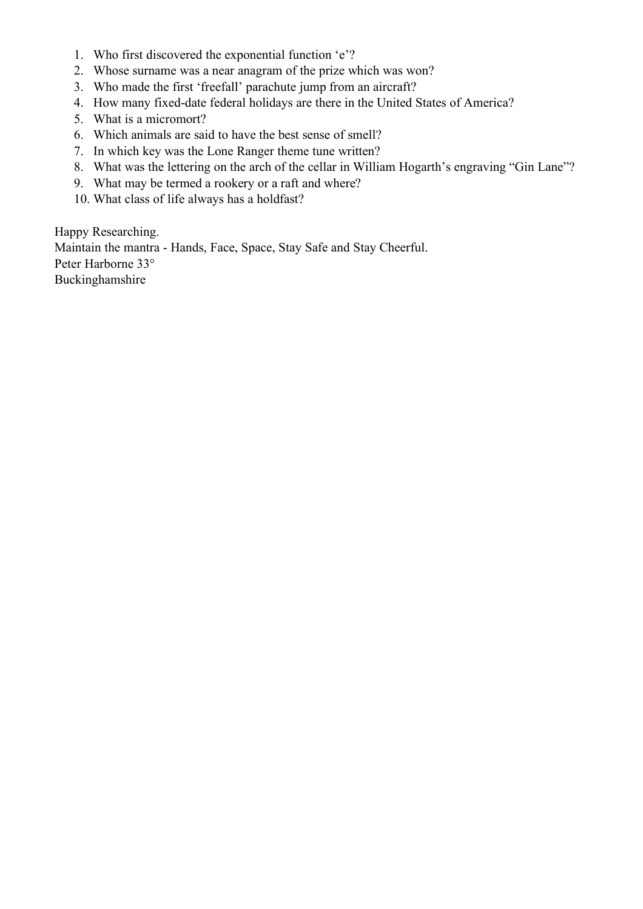1. Who first discovered the exponential function 'e'?
2. Whose surname was a near anagram of the prize which was won?
3. Who made the first 'freefall' parachute jump from an aircraft?
4. How many fixed-date federal holidays are there in the United States of America?
5. What is a micromort?
6. Which animals are said to have the best sense of smell?
7. In which key was the Lone Ranger theme tune written?
8. What was the lettering on the arch of the cellar in William Hogarth's engraving "Gin Lane"?
9. What may be termed a rookery or a raft and where?
10. What class of life always has a holdfast?

Happy Researching.
Maintain the mantra - Hands, Face, Space, Stay Safe and Stay Cheerful.
Peter Harborne 33°
Buckinghamshire